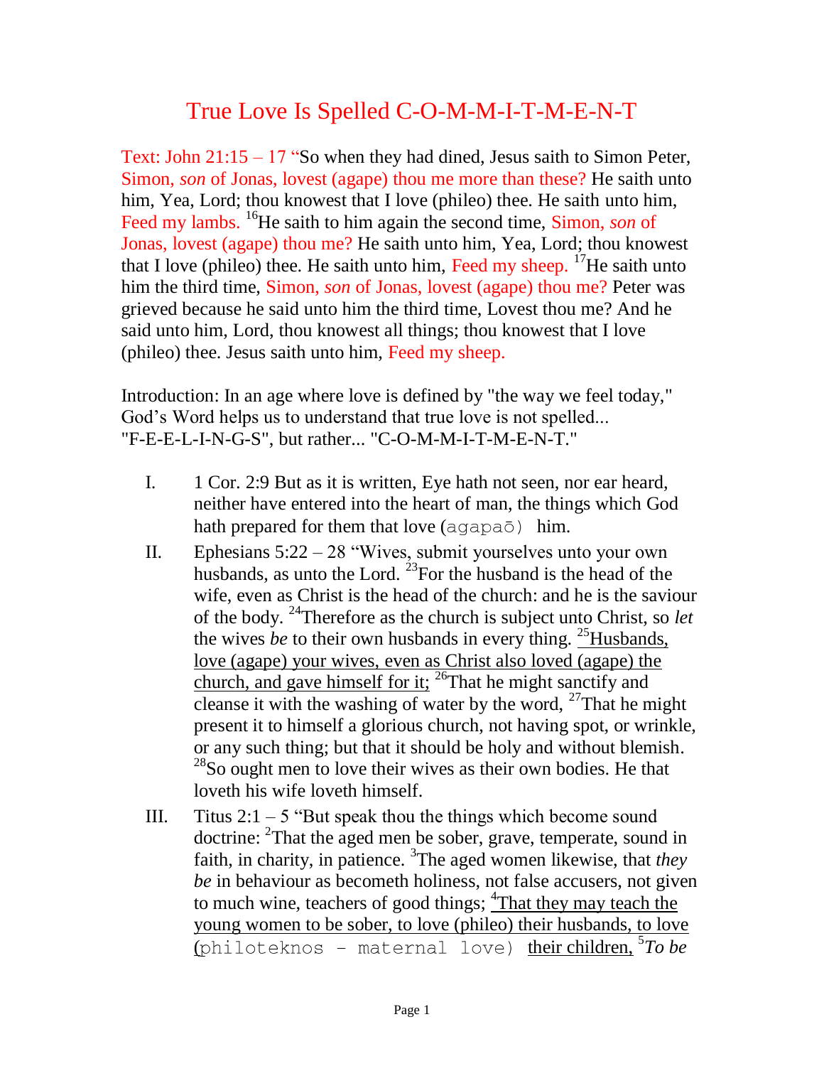# True Love Is Spelled C-O-M-M-I-T-M-E-N-T

Text: John 21:15 – 17 "So when they had dined, Jesus saith to Simon Peter, Simon, *son* of Jonas, lovest (agape) thou me more than these? He saith unto him, Yea, Lord; thou knowest that I love (phileo) thee. He saith unto him, Feed my lambs. [16]He saith to him again the second time, Simon, *son* of Jonas, lovest (agape) thou me? He saith unto him, Yea, Lord; thou knowest that I love (phileo) thee. He saith unto him, Feed my sheep. [17]He saith unto him the third time, Simon, *son* of Jonas, lovest (agape) thou me? Peter was grieved because he said unto him the third time, Lovest thou me? And he said unto him, Lord, thou knowest all things; thou knowest that I love (phileo) thee. Jesus saith unto him, Feed my sheep.

Introduction: In an age where love is defined by "the way we feel today," God's Word helps us to understand that true love is not spelled... "F-E-E-L-I-N-G-S", but rather... "C-O-M-M-I-T-M-E-N-T."

I. 1 Cor. 2:9 But as it is written, Eye hath not seen, nor ear heard, neither have entered into the heart of man, the things which God hath prepared for them that love (agapaō) him.

II. Ephesians 5:22 – 28 "Wives, submit yourselves unto your own husbands, as unto the Lord. [23]For the husband is the head of the wife, even as Christ is the head of the church: and he is the saviour of the body. [24]Therefore as the church is subject unto Christ, so *let* the wives *be* to their own husbands in every thing. [25]Husbands, love (agape) your wives, even as Christ also loved (agape) the church, and gave himself for it; [26]That he might sanctify and cleanse it with the washing of water by the word, [27]That he might present it to himself a glorious church, not having spot, or wrinkle, or any such thing; but that it should be holy and without blemish. [28]So ought men to love their wives as their own bodies. He that loveth his wife loveth himself.

III. Titus 2:1 – 5 "But speak thou the things which become sound doctrine: [2]That the aged men be sober, grave, temperate, sound in faith, in charity, in patience. [3]The aged women likewise, that *they be* in behaviour as becometh holiness, not false accusers, not given to much wine, teachers of good things; [4]That they may teach the young women to be sober, to love (phileo) their husbands, to love (philoteknos - maternal love) their children, [5]*To be*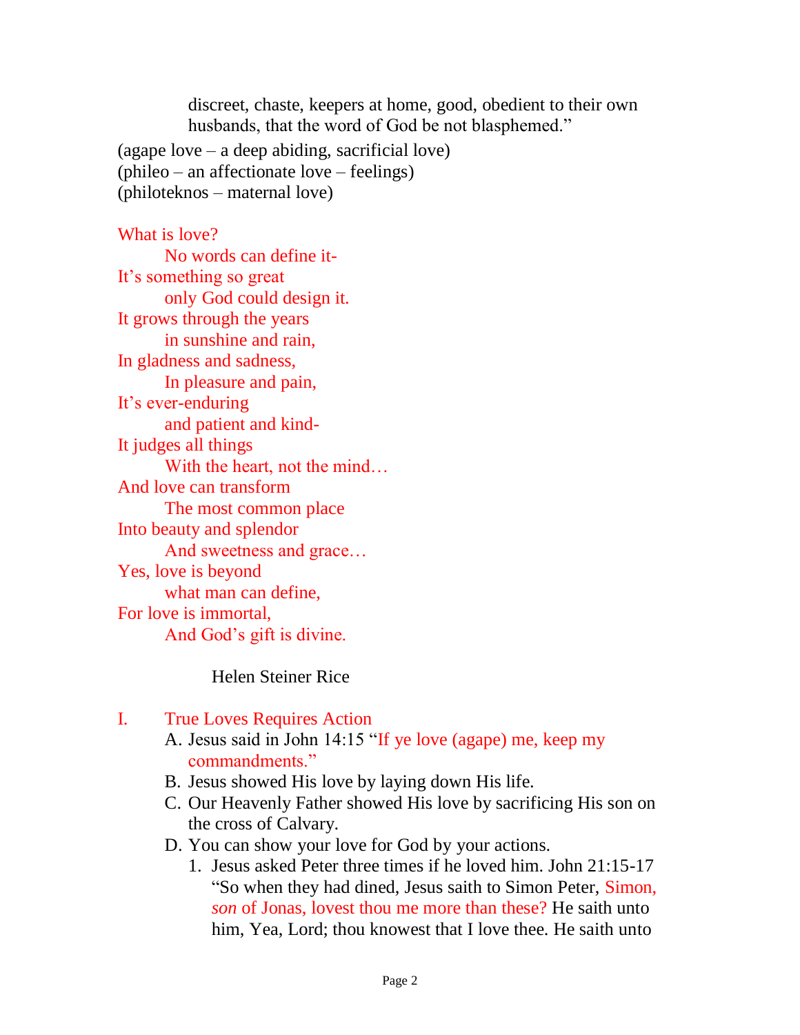discreet, chaste, keepers at home, good, obedient to their own husbands, that the word of God be not blasphemed."

(agape love – a deep abiding, sacrificial love)
(phileo – an affectionate love – feelings)
(philoteknos – maternal love)

What is love?
No words can define it-
It's something so great
only God could design it.
It grows through the years
in sunshine and rain,
In gladness and sadness,
In pleasure and pain,
It's ever-enduring
and patient and kind-
It judges all things
With the heart, not the mind…
And love can transform
The most common place
Into beauty and splendor
And sweetness and grace…
Yes, love is beyond
what man can define,
For love is immortal,
And God's gift is divine.

Helen Steiner Rice

I. True Loves Requires Action
   A. Jesus said in John 14:15 "If ye love (agape) me, keep my commandments."
   B. Jesus showed His love by laying down His life.
   C. Our Heavenly Father showed His love by sacrificing His son on the cross of Calvary.
   D. You can show your love for God by your actions.
      1. Jesus asked Peter three times if he loved him. John 21:15-17 "So when they had dined, Jesus saith to Simon Peter, Simon, *son* of Jonas, lovest thou me more than these? He saith unto him, Yea, Lord; thou knowest that I love thee. He saith unto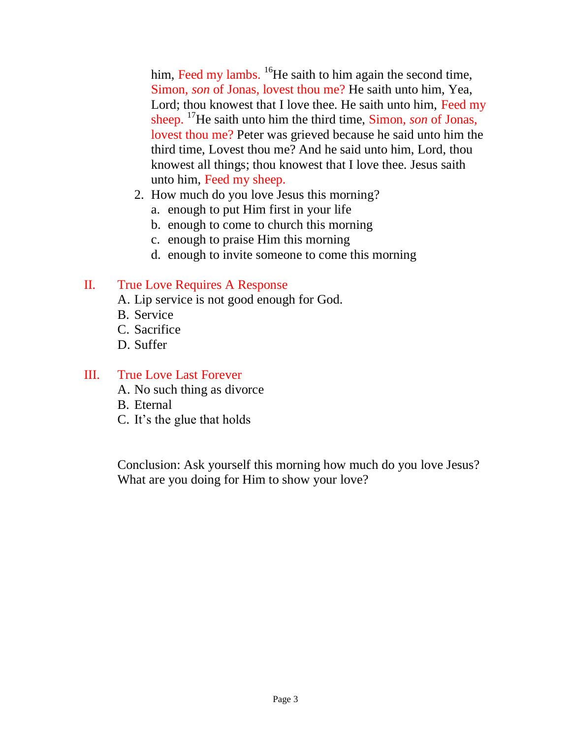him, Feed my lambs. [16]He saith to him again the second time, Simon, *son* of Jonas, lovest thou me? He saith unto him, Yea, Lord; thou knowest that I love thee. He saith unto him, Feed my sheep. [17]He saith unto him the third time, Simon, *son* of Jonas, lovest thou me? Peter was grieved because he said unto him the third time, Lovest thou me? And he said unto him, Lord, thou knowest all things; thou knowest that I love thee. Jesus saith unto him, Feed my sheep.

2. How much do you love Jesus this morning?
   a. enough to put Him first in your life
   b. enough to come to church this morning
   c. enough to praise Him this morning
   d. enough to invite someone to come this morning

## II. True Love Requires A Response

A. Lip service is not good enough for God.
B. Service
C. Sacrifice
D. Suffer

## III. True Love Last Forever

A. No such thing as divorce
B. Eternal
C. It's the glue that holds

Conclusion: Ask yourself this morning how much do you love Jesus? What are you doing for Him to show your love?